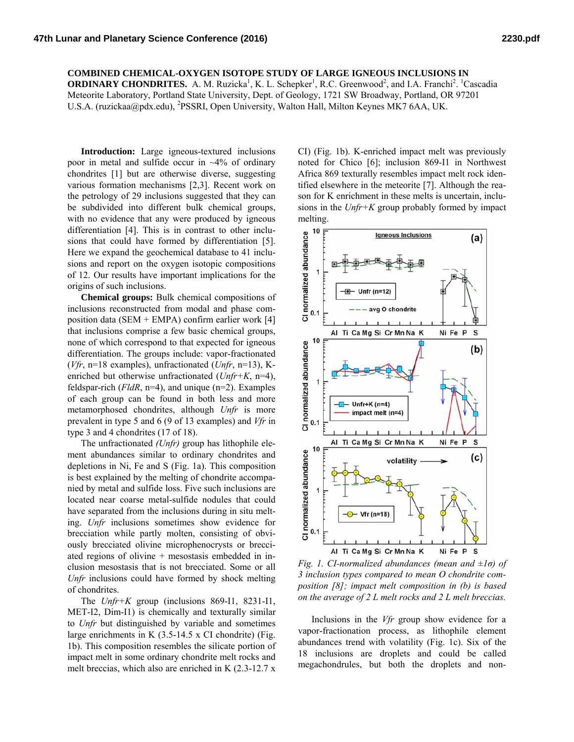**COMBINED CHEMICAL-OXYGEN ISOTOPE STUDY OF LARGE IGNEOUS INCLUSIONS IN ORDINARY CHONDRITES.** A. M. Ruzicka[1], K. L. Schepker[1], R.C. Greenwood[2], and I.A. Franchi[2]. [1]Cascadia Meteorite Laboratory, Portland State University, Dept. of Geology, 1721 SW Broadway, Portland, OR 97201 U.S.A. (ruzickaa@pdx.edu), [2]PSSRI, Open University, Walton Hall, Milton Keynes MK7 6AA, UK.

**Introduction:** Large igneous-textured inclusions poor in metal and sulfide occur in ~4% of ordinary chondrites [1] but are otherwise diverse, suggesting various formation mechanisms [2,3]. Recent work on the petrology of 29 inclusions suggested that they can be subdivided into different bulk chemical groups, with no evidence that any were produced by igneous differentiation [4]. This is in contrast to other inclusions that could have formed by differentiation [5]. Here we expand the geochemical database to 41 inclusions and report on the oxygen isotopic compositions of 12. Our results have important implications for the origins of such inclusions.

**Chemical groups:** Bulk chemical compositions of inclusions reconstructed from modal and phase composition data (SEM + EMPA) confirm earlier work [4] that inclusions comprise a few basic chemical groups, none of which correspond to that expected for igneous differentiation. The groups include: vapor-fractionated (*Vfr*, n=18 examples), unfractionated (*Unfr*, n=13), K-enriched but otherwise unfractionated (*Unfr+K*, n=4), feldspar-rich (*FldR*, n=4), and unique (n=2). Examples of each group can be found in both less and more metamorphosed chondrites, although *Unfr* is more prevalent in type 5 and 6 (9 of 13 examples) and *Vfr* in type 3 and 4 chondrites (17 of 18).

The unfractionated *(Unfr)* group has lithophile element abundances similar to ordinary chondrites and depletions in Ni, Fe and S (Fig. 1a). This composition is best explained by the melting of chondrite accompanied by metal and sulfide loss. Five such inclusions are located near coarse metal-sulfide nodules that could have separated from the inclusions during in situ melting. *Unfr* inclusions sometimes show evidence for brecciation while partly molten, consisting of obviously brecciated olivine microphenocrysts or brecciated regions of olivine + mesostasis embedded in inclusion mesostasis that is not brecciated. Some or all *Unfr* inclusions could have formed by shock melting of chondrites.

The *Unfr+K* group (inclusions 869-I1, 8231-I1, MET-I2, Dim-I1) is chemically and texturally similar to *Unfr* but distinguished by variable and sometimes large enrichments in K (3.5-14.5 x CI chondrite) (Fig. 1b). This composition resembles the silicate portion of impact melt in some ordinary chondrite melt rocks and melt breccias, which also are enriched in K (2.3-12.7 x CI) (Fig. 1b). K-enriched impact melt was previously noted for Chico [6]; inclusion 869-I1 in Northwest Africa 869 texturally resembles impact melt rock identified elsewhere in the meteorite [7]. Although the reason for K enrichment in these melts is uncertain, inclusions in the *Unfr+K* group probably formed by impact melting.

*Fig. 1. CI-normalized abundances (mean and ±1σ) of 3 inclusion types compared to mean O chondrite composition [8]; impact melt composition in (b) is based on the average of 2 L melt rocks and 2 L melt breccias.*

Inclusions in the *Vfr* group show evidence for a vapor-fractionation process, as lithophile element abundances trend with volatility (Fig. 1c). Six of the 18 inclusions are droplets and could be called megachondrules, but both the droplets and non-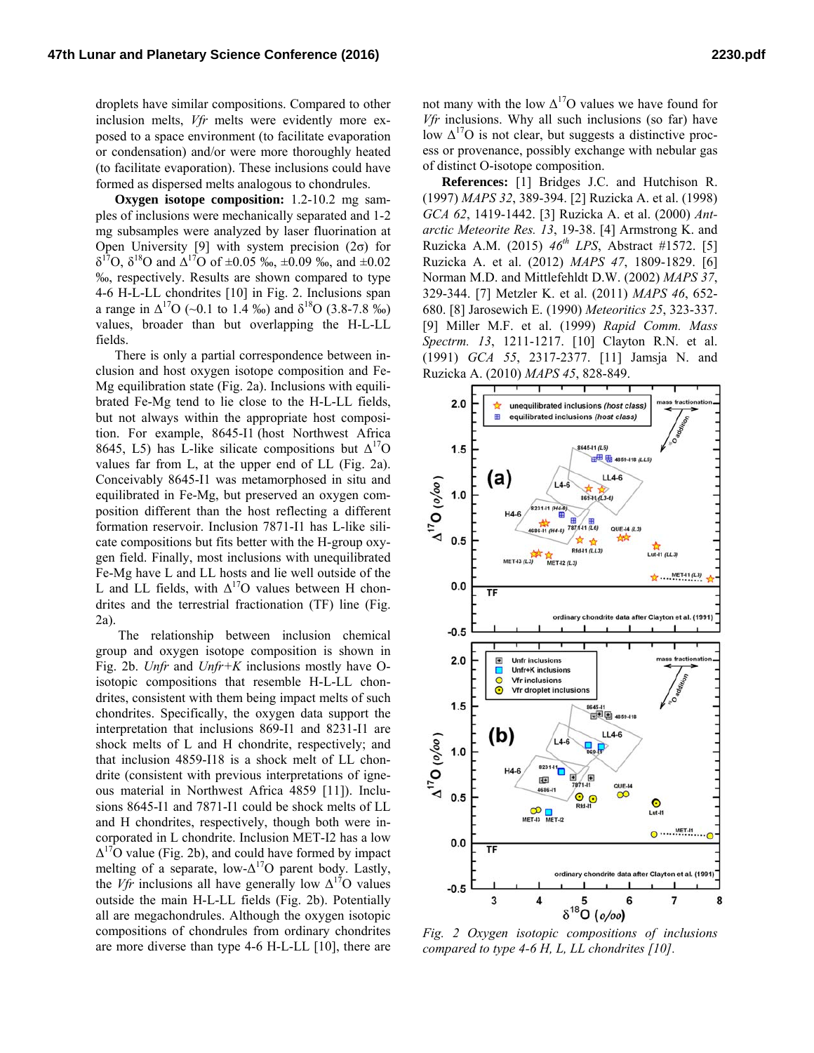droplets have similar compositions. Compared to other inclusion melts, *Vfr* melts were evidently more exposed to a space environment (to facilitate evaporation or condensation) and/or were more thoroughly heated (to facilitate evaporation). These inclusions could have formed as dispersed melts analogous to chondrules.

**Oxygen isotope composition:** 1.2-10.2 mg samples of inclusions were mechanically separated and 1-2 mg subsamples were analyzed by laser fluorination at Open University [9] with system precision (2σ) for $\delta^{17}O$, $\delta^{18}O$ and $\Delta^{17}O$ of ±0.05 ‰, ±0.09 ‰, and ±0.02 ‰, respectively. Results are shown compared to type 4-6 H-L-LL chondrites [10] in Fig. 2. Inclusions span a range in $\Delta^{17}O$ (~0.1 to 1.4 ‰) and $\delta^{18}O$ (3.8-7.8 ‰) values, broader than but overlapping the H-L-LL fields.

There is only a partial correspondence between inclusion and host oxygen isotope composition and Fe-Mg equilibration state (Fig. 2a). Inclusions with equilibrated Fe-Mg tend to lie close to the H-L-LL fields, but not always within the appropriate host composition. For example, 8645-I1 (host Northwest Africa 8645, L5) has L-like silicate compositions but $\Delta^{17}O$ values far from L, at the upper end of LL (Fig. 2a). Conceivably 8645-I1 was metamorphosed in situ and equilibrated in Fe-Mg, but preserved an oxygen composition different than the host reflecting a different formation reservoir. Inclusion 7871-I1 has L-like silicate compositions but fits better with the H-group oxygen field. Finally, most inclusions with unequilibrated Fe-Mg have L and LL hosts and lie well outside of the L and LL fields, with $\Delta^{17}O$ values between H chondrites and the terrestrial fractionation (TF) line (Fig. 2a).

The relationship between inclusion chemical group and oxygen isotope composition is shown in Fig. 2b. *Unfr* and *Unfr+K* inclusions mostly have O-isotopic compositions that resemble H-L-LL chondrites, consistent with them being impact melts of such chondrites. Specifically, the oxygen data support the interpretation that inclusions 869-I1 and 8231-I1 are shock melts of L and H chondrite, respectively; and that inclusion 4859-I18 is a shock melt of LL chondrite (consistent with previous interpretations of igneous material in Northwest Africa 4859 [11]). Inclusions 8645-I1 and 7871-I1 could be shock melts of LL and H chondrites, respectively, though both were incorporated in L chondrite. Inclusion MET-I2 has a low $\Delta^{17}O$ value (Fig. 2b), and could have formed by impact melting of a separate, low-$\Delta^{17}O$ parent body. Lastly, the *Vfr* inclusions all have generally low $\Delta^{17}O$ values outside the main H-L-LL fields (Fig. 2b). Potentially all are megachondrules. Although the oxygen isotopic compositions of chondrules from ordinary chondrites are more diverse than type 4-6 H-L-LL [10], there are not many with the low $\Delta^{17}O$ values we have found for *Vfr* inclusions. Why all such inclusions (so far) have low $\Delta^{17}O$ is not clear, but suggests a distinctive process or provenance, possibly exchange with nebular gas of distinct O-isotope composition.

**References:** [1] Bridges J.C. and Hutchison R. (1997) *MAPS 32*, 389-394. [2] Ruzicka A. et al. (1998) *GCA 62*, 1419-1442. [3] Ruzicka A. et al. (2000) *Antarctic Meteorite Res. 13*, 19-38. [4] Armstrong K. and Ruzicka A.M. (2015) *46th LPS*, Abstract #1572. [5] Ruzicka A. et al. (2012) *MAPS 47*, 1809-1829. [6] Norman M.D. and Mittlefehldt D.W. (2002) *MAPS 37*, 329-344. [7] Metzler K. et al. (2011) *MAPS 46*, 652-680. [8] Jarosewich E. (1990) *Meteoritics 25*, 323-337. [9] Miller M.F. et al. (1999) *Rapid Comm. Mass Spectrm. 13*, 1211-1217. [10] Clayton R.N. et al. (1991) *GCA 55*, 2317-2377. [11] Jamsja N. and Ruzicka A. (2010) *MAPS 45*, 828-849.

(a)
unequilibrated inclusions (host class)
equilibrated inclusions (host class)
mass fractionation
O addition
8645-I1 (L5)
4859-I18 (LL5)
L4-6
LL4-6
869-I1 (L3-6)
8231-I1 (H4-6)
H4-6
4686-I1 (H4-6)
7871-I1 (L6)
QUE-I4 (L3)
Rfd-I1 (LL3)
Lut-I1 (LL3)
MET-I3 (L3)
MET-I2 (L3)
MET-I1 (L3)
TF
ordinary chondrite data after Clayton et al. (1991)
$\Delta^{17}O$ (o/oo)
2.0
1.5
1.0
0.5
0.0
-0.5

(b)
Unfr inclusions
Unfr+K inclusions
Vfr inclusions
Vfr droplet inclusions
mass fractionation
O addition
8645-I1
4859-I18
L4-6
LL4-6
869-I1
8231-I1
H4-6
4686-I1
7871-I1
QUE-I4
Rfd-I1
Lut-I1
MET-I3
MET-I2
MET-I1
TF
ordinary chondrite data after Clayton et al. (1991)
$\Delta^{17}O$ (o/oo)
2.0
1.5
1.0
0.5
0.0
-0.5
3
4
5
6
7
8
$\delta^{18}O$ (o/oo)

*Fig. 2 Oxygen isotopic compositions of inclusions compared to type 4-6 H, L, LL chondrites [10].*